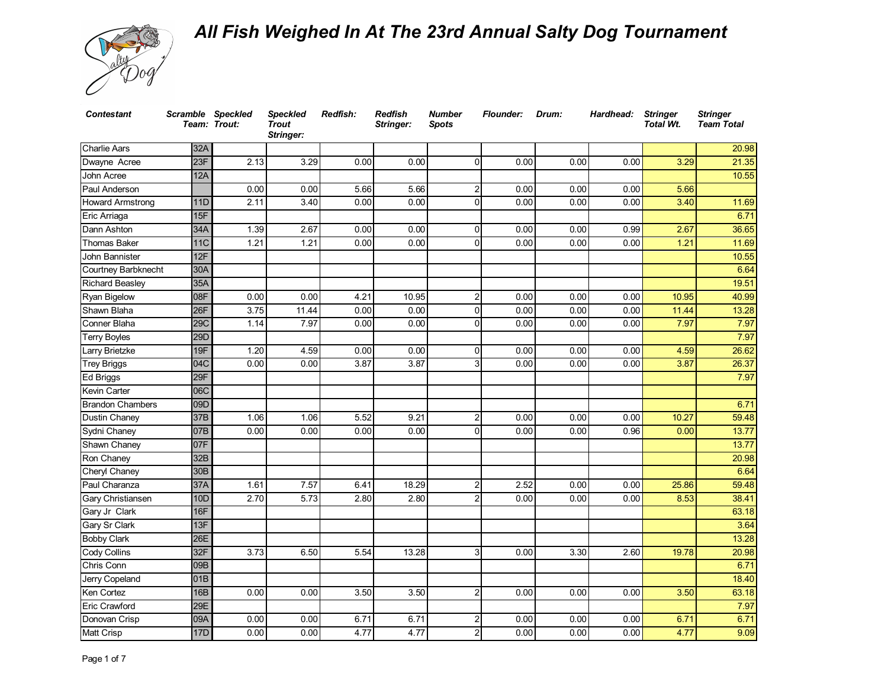# All Fish Weighed In At The 23rd Annual Salty Dog Tournament

| Contestant | Scramble Team: | Speckled Trout: | Speckled Trout Stringer: | Redfish: | Redfish Stringer: | Number Spots | Flounder: | Drum: | Hardhead: | Stringer Total Wt. | Stringer Team Total |
|---|---|---|---|---|---|---|---|---|---|---|---|
| Charlie Aars | 32A | | | | | | | | | | 20.98 |
| Dwayne Acree | 23F | 2.13 | 3.29 | 0.00 | 0.00 | 0 | 0.00 | 0.00 | 0.00 | 3.29 | 21.35 |
| John Acree | 12A | | | | | | | | | | 10.55 |
| Paul Anderson | | 0.00 | 0.00 | 5.66 | 5.66 | 2 | 0.00 | 0.00 | 0.00 | 5.66 | |
| Howard Armstrong | 11D | 2.11 | 3.40 | 0.00 | 0.00 | 0 | 0.00 | 0.00 | 0.00 | 3.40 | 11.69 |
| Eric Arriaga | 15F | | | | | | | | | | 6.71 |
| Dann Ashton | 34A | 1.39 | 2.67 | 0.00 | 0.00 | 0 | 0.00 | 0.00 | 0.99 | 2.67 | 36.65 |
| Thomas Baker | 11C | 1.21 | 1.21 | 0.00 | 0.00 | 0 | 0.00 | 0.00 | 0.00 | 1.21 | 11.69 |
| John Bannister | 12F | | | | | | | | | | 10.55 |
| Courtney Barbknecht | 30A | | | | | | | | | | 6.64 |
| Richard Beasley | 35A | | | | | | | | | | 19.51 |
| Ryan Bigelow | 08F | 0.00 | 0.00 | 4.21 | 10.95 | 2 | 0.00 | 0.00 | 0.00 | 10.95 | 40.99 |
| Shawn Blaha | 26F | 3.75 | 11.44 | 0.00 | 0.00 | 0 | 0.00 | 0.00 | 0.00 | 11.44 | 13.28 |
| Conner Blaha | 29C | 1.14 | 7.97 | 0.00 | 0.00 | 0 | 0.00 | 0.00 | 0.00 | 7.97 | 7.97 |
| Terry Boyles | 29D | | | | | | | | | | 7.97 |
| Larry Brietzke | 19F | 1.20 | 4.59 | 0.00 | 0.00 | 0 | 0.00 | 0.00 | 0.00 | 4.59 | 26.62 |
| Trey Briggs | 04C | 0.00 | 0.00 | 3.87 | 3.87 | 3 | 0.00 | 0.00 | 0.00 | 3.87 | 26.37 |
| Ed Briggs | 29F | | | | | | | | | | 7.97 |
| Kevin Carter | 06C | | | | | | | | | | |
| Brandon Chambers | 09D | | | | | | | | | | 6.71 |
| Dustin Chaney | 37B | 1.06 | 1.06 | 5.52 | 9.21 | 2 | 0.00 | 0.00 | 0.00 | 10.27 | 59.48 |
| Sydni Chaney | 07B | 0.00 | 0.00 | 0.00 | 0.00 | 0 | 0.00 | 0.00 | 0.96 | 0.00 | 13.77 |
| Shawn Chaney | 07F | | | | | | | | | | 13.77 |
| Ron Chaney | 32B | | | | | | | | | | 20.98 |
| Cheryl Chaney | 30B | | | | | | | | | | 6.64 |
| Paul Charanza | 37A | 1.61 | 7.57 | 6.41 | 18.29 | 2 | 2.52 | 0.00 | 0.00 | 25.86 | 59.48 |
| Gary Christiansen | 10D | 2.70 | 5.73 | 2.80 | 2.80 | 2 | 0.00 | 0.00 | 0.00 | 8.53 | 38.41 |
| Gary Jr Clark | 16F | | | | | | | | | | 63.18 |
| Gary Sr Clark | 13F | | | | | | | | | | 3.64 |
| Bobby Clark | 26E | | | | | | | | | | 13.28 |
| Cody Collins | 32F | 3.73 | 6.50 | 5.54 | 13.28 | 3 | 0.00 | 3.30 | 2.60 | 19.78 | 20.98 |
| Chris Conn | 09B | | | | | | | | | | 6.71 |
| Jerry Copeland | 01B | | | | | | | | | | 18.40 |
| Ken Cortez | 16B | 0.00 | 0.00 | 3.50 | 3.50 | 2 | 0.00 | 0.00 | 0.00 | 3.50 | 63.18 |
| Eric Crawford | 29E | | | | | | | | | | 7.97 |
| Donovan Crisp | 09A | 0.00 | 0.00 | 6.71 | 6.71 | 2 | 0.00 | 0.00 | 0.00 | 6.71 | 6.71 |
| Matt Crisp | 17D | 0.00 | 0.00 | 4.77 | 4.77 | 2 | 0.00 | 0.00 | 0.00 | 4.77 | 9.09 |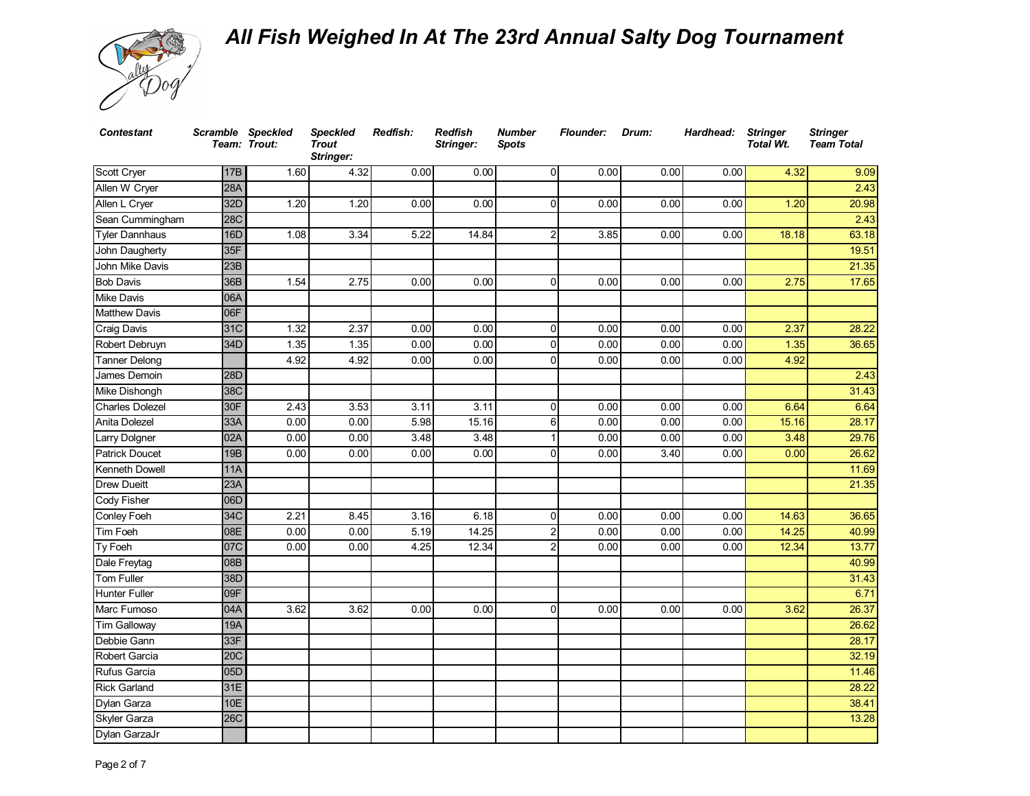# All Fish Weighed In At The 23rd Annual Salty Dog Tournament

| Contestant | Scramble Team: | Speckled Trout: | Speckled Trout Stringer: | Redfish: | Redfish Stringer: | Number Spots | Flounder: | Drum: | Hardhead: | Stringer Total Wt. | Stringer Team Total |
|---|---|---|---|---|---|---|---|---|---|---|---|
| Scott Cryer | 17B | 1.60 | 4.32 | 0.00 | 0.00 | 0 | 0.00 | 0.00 | 0.00 | 4.32 | 9.09 |
| Allen W Cryer | 28A | | | | | | | | | | 2.43 |
| Allen L Cryer | 32D | 1.20 | 1.20 | 0.00 | 0.00 | 0 | 0.00 | 0.00 | 0.00 | 1.20 | 20.98 |
| Sean Cummingham | 28C | | | | | | | | | | 2.43 |
| Tyler Dannhaus | 16D | 1.08 | 3.34 | 5.22 | 14.84 | 2 | 3.85 | 0.00 | 0.00 | 18.18 | 63.18 |
| John Daugherty | 35F | | | | | | | | | | 19.51 |
| John Mike Davis | 23B | | | | | | | | | | 21.35 |
| Bob Davis | 36B | 1.54 | 2.75 | 0.00 | 0.00 | 0 | 0.00 | 0.00 | 0.00 | 2.75 | 17.65 |
| Mike Davis | 06A | | | | | | | | | | |
| Matthew Davis | 06F | | | | | | | | | | |
| Craig Davis | 31C | 1.32 | 2.37 | 0.00 | 0.00 | 0 | 0.00 | 0.00 | 0.00 | 2.37 | 28.22 |
| Robert Debruyn | 34D | 1.35 | 1.35 | 0.00 | 0.00 | 0 | 0.00 | 0.00 | 0.00 | 1.35 | 36.65 |
| Tanner Delong | | 4.92 | 4.92 | 0.00 | 0.00 | 0 | 0.00 | 0.00 | 0.00 | 4.92 | |
| James Demoin | 28D | | | | | | | | | | 2.43 |
| Mike Dishongh | 38C | | | | | | | | | | 31.43 |
| Charles Dolezel | 30F | 2.43 | 3.53 | 3.11 | 3.11 | 0 | 0.00 | 0.00 | 0.00 | 6.64 | 6.64 |
| Anita Dolezel | 33A | 0.00 | 0.00 | 5.98 | 15.16 | 6 | 0.00 | 0.00 | 0.00 | 15.16 | 28.17 |
| Larry Dolgner | 02A | 0.00 | 0.00 | 3.48 | 3.48 | 1 | 0.00 | 0.00 | 0.00 | 3.48 | 29.76 |
| Patrick Doucet | 19B | 0.00 | 0.00 | 0.00 | 0.00 | 0 | 0.00 | 3.40 | 0.00 | 0.00 | 26.62 |
| Kenneth Dowell | 11A | | | | | | | | | | 11.69 |
| Drew Dueitt | 23A | | | | | | | | | | 21.35 |
| Cody Fisher | 06D | | | | | | | | | | |
| Conley Foeh | 34C | 2.21 | 8.45 | 3.16 | 6.18 | 0 | 0.00 | 0.00 | 0.00 | 14.63 | 36.65 |
| Tim Foeh | 08E | 0.00 | 0.00 | 5.19 | 14.25 | 2 | 0.00 | 0.00 | 0.00 | 14.25 | 40.99 |
| Ty Foeh | 07C | 0.00 | 0.00 | 4.25 | 12.34 | 2 | 0.00 | 0.00 | 0.00 | 12.34 | 13.77 |
| Dale Freytag | 08B | | | | | | | | | | 40.99 |
| Tom Fuller | 38D | | | | | | | | | | 31.43 |
| Hunter Fuller | 09F | | | | | | | | | | 6.71 |
| Marc Fumoso | 04A | 3.62 | 3.62 | 0.00 | 0.00 | 0 | 0.00 | 0.00 | 0.00 | 3.62 | 26.37 |
| Tim Galloway | 19A | | | | | | | | | | 26.62 |
| Debbie Gann | 33F | | | | | | | | | | 28.17 |
| Robert Garcia | 20C | | | | | | | | | | 32.19 |
| Rufus Garcia | 05D | | | | | | | | | | 11.46 |
| Rick Garland | 31E | | | | | | | | | | 28.22 |
| Dylan Garza | 10E | | | | | | | | | | 38.41 |
| Skyler Garza | 26C | | | | | | | | | | 13.28 |
| Dylan GarzaJr | | | | | | | | | | | |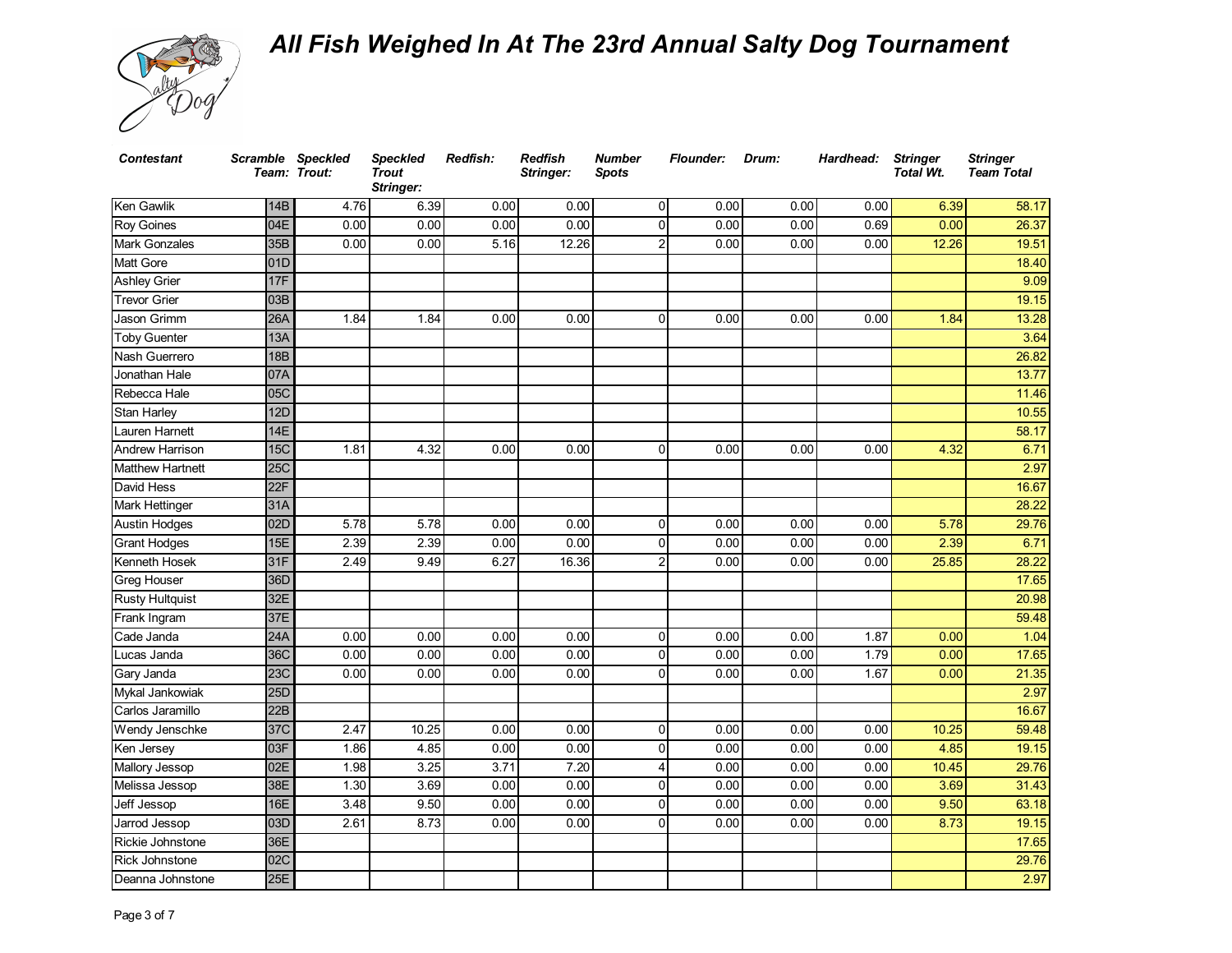# All Fish Weighed In At The 23rd Annual Salty Dog Tournament

| Contestant | Scramble Team: | Speckled Trout: | Speckled Trout Stringer: | Redfish: | Redfish Stringer: | Number Spots | Flounder: | Drum: | Hardhead: | Stringer Total Wt. | Stringer Team Total |
|---|---|---|---|---|---|---|---|---|---|---|---|
| Ken Gawlik | 14B | 4.76 | 6.39 | 0.00 | 0.00 | 0 | 0.00 | 0.00 | 0.00 | 6.39 | 58.17 |
| Roy Goines | 04E | 0.00 | 0.00 | 0.00 | 0.00 | 0 | 0.00 | 0.00 | 0.69 | 0.00 | 26.37 |
| Mark Gonzales | 35B | 0.00 | 0.00 | 5.16 | 12.26 | 2 | 0.00 | 0.00 | 0.00 | 12.26 | 19.51 |
| Matt Gore | 01D | | | | | | | | | | 18.40 |
| Ashley Grier | 17F | | | | | | | | | | 9.09 |
| Trevor Grier | 03B | | | | | | | | | | 19.15 |
| Jason Grimm | 26A | 1.84 | 1.84 | 0.00 | 0.00 | 0 | 0.00 | 0.00 | 0.00 | 1.84 | 13.28 |
| Toby Guenter | 13A | | | | | | | | | | 3.64 |
| Nash Guerrero | 18B | | | | | | | | | | 26.82 |
| Jonathan Hale | 07A | | | | | | | | | | 13.77 |
| Rebecca Hale | 05C | | | | | | | | | | 11.46 |
| Stan Harley | 12D | | | | | | | | | | 10.55 |
| Lauren Harnett | 14E | | | | | | | | | | 58.17 |
| Andrew Harrison | 15C | 1.81 | 4.32 | 0.00 | 0.00 | 0 | 0.00 | 0.00 | 0.00 | 4.32 | 6.71 |
| Matthew Hartnett | 25C | | | | | | | | | | 2.97 |
| David Hess | 22F | | | | | | | | | | 16.67 |
| Mark Hettinger | 31A | | | | | | | | | | 28.22 |
| Austin Hodges | 02D | 5.78 | 5.78 | 0.00 | 0.00 | 0 | 0.00 | 0.00 | 0.00 | 5.78 | 29.76 |
| Grant Hodges | 15E | 2.39 | 2.39 | 0.00 | 0.00 | 0 | 0.00 | 0.00 | 0.00 | 2.39 | 6.71 |
| Kenneth Hosek | 31F | 2.49 | 9.49 | 6.27 | 16.36 | 2 | 0.00 | 0.00 | 0.00 | 25.85 | 28.22 |
| Greg Houser | 36D | | | | | | | | | | 17.65 |
| Rusty Hultquist | 32E | | | | | | | | | | 20.98 |
| Frank Ingram | 37E | | | | | | | | | | 59.48 |
| Cade Janda | 24A | 0.00 | 0.00 | 0.00 | 0.00 | 0 | 0.00 | 0.00 | 1.87 | 0.00 | 1.04 |
| Lucas Janda | 36C | 0.00 | 0.00 | 0.00 | 0.00 | 0 | 0.00 | 0.00 | 1.79 | 0.00 | 17.65 |
| Gary Janda | 23C | 0.00 | 0.00 | 0.00 | 0.00 | 0 | 0.00 | 0.00 | 1.67 | 0.00 | 21.35 |
| Mykal Jankowiak | 25D | | | | | | | | | | 2.97 |
| Carlos Jaramillo | 22B | | | | | | | | | | 16.67 |
| Wendy Jenschke | 37C | 2.47 | 10.25 | 0.00 | 0.00 | 0 | 0.00 | 0.00 | 0.00 | 10.25 | 59.48 |
| Ken Jersey | 03F | 1.86 | 4.85 | 0.00 | 0.00 | 0 | 0.00 | 0.00 | 0.00 | 4.85 | 19.15 |
| Mallory Jessop | 02E | 1.98 | 3.25 | 3.71 | 7.20 | 4 | 0.00 | 0.00 | 0.00 | 10.45 | 29.76 |
| Melissa Jessop | 38E | 1.30 | 3.69 | 0.00 | 0.00 | 0 | 0.00 | 0.00 | 0.00 | 3.69 | 31.43 |
| Jeff Jessop | 16E | 3.48 | 9.50 | 0.00 | 0.00 | 0 | 0.00 | 0.00 | 0.00 | 9.50 | 63.18 |
| Jarrod Jessop | 03D | 2.61 | 8.73 | 0.00 | 0.00 | 0 | 0.00 | 0.00 | 0.00 | 8.73 | 19.15 |
| Rickie Johnstone | 36E | | | | | | | | | | 17.65 |
| Rick Johnstone | 02C | | | | | | | | | | 29.76 |
| Deanna Johnstone | 25E | | | | | | | | | | 2.97 |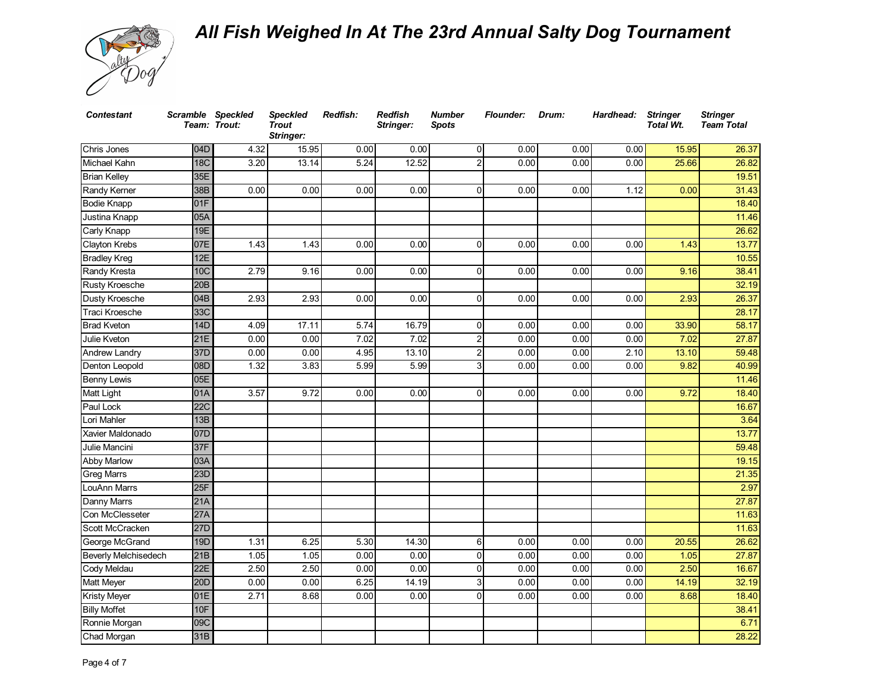# All Fish Weighed In At The 23rd Annual Salty Dog Tournament

| Contestant | Scramble Team: | Speckled Trout: | Speckled Trout Stringer: | Redfish: | Redfish Stringer: | Number Spots | Flounder: | Drum: | Hardhead: | Stringer Total Wt. | Stringer Team Total |
|---|---|---|---|---|---|---|---|---|---|---|---|
| Chris Jones | 04D | 4.32 | 15.95 | 0.00 | 0.00 | 0 | 0.00 | 0.00 | 0.00 | 15.95 | 26.37 |
| Michael Kahn | 18C | 3.20 | 13.14 | 5.24 | 12.52 | 2 | 0.00 | 0.00 | 0.00 | 25.66 | 26.82 |
| Brian Kelley | 35E | | | | | | | | | | 19.51 |
| Randy Kerner | 38B | 0.00 | 0.00 | 0.00 | 0.00 | 0 | 0.00 | 0.00 | 1.12 | 0.00 | 31.43 |
| Bodie Knapp | 01F | | | | | | | | | | 18.40 |
| Justina Knapp | 05A | | | | | | | | | | 11.46 |
| Carly Knapp | 19E | | | | | | | | | | 26.62 |
| Clayton Krebs | 07E | 1.43 | 1.43 | 0.00 | 0.00 | 0 | 0.00 | 0.00 | 0.00 | 1.43 | 13.77 |
| Bradley Kreg | 12E | | | | | | | | | | 10.55 |
| Randy Kresta | 10C | 2.79 | 9.16 | 0.00 | 0.00 | 0 | 0.00 | 0.00 | 0.00 | 9.16 | 38.41 |
| Rusty Kroesche | 20B | | | | | | | | | | 32.19 |
| Dusty Kroesche | 04B | 2.93 | 2.93 | 0.00 | 0.00 | 0 | 0.00 | 0.00 | 0.00 | 2.93 | 26.37 |
| Traci Kroesche | 33C | | | | | | | | | | 28.17 |
| Brad Kveton | 14D | 4.09 | 17.11 | 5.74 | 16.79 | 0 | 0.00 | 0.00 | 0.00 | 33.90 | 58.17 |
| Julie Kveton | 21E | 0.00 | 0.00 | 7.02 | 7.02 | 2 | 0.00 | 0.00 | 0.00 | 7.02 | 27.87 |
| Andrew Landry | 37D | 0.00 | 0.00 | 4.95 | 13.10 | 2 | 0.00 | 0.00 | 2.10 | 13.10 | 59.48 |
| Denton Leopold | 08D | 1.32 | 3.83 | 5.99 | 5.99 | 3 | 0.00 | 0.00 | 0.00 | 9.82 | 40.99 |
| Benny Lewis | 05E | | | | | | | | | | 11.46 |
| Matt Light | 01A | 3.57 | 9.72 | 0.00 | 0.00 | 0 | 0.00 | 0.00 | 0.00 | 9.72 | 18.40 |
| Paul Lock | 22C | | | | | | | | | | 16.67 |
| Lori Mahler | 13B | | | | | | | | | | 3.64 |
| Xavier Maldonado | 07D | | | | | | | | | | 13.77 |
| Julie Mancini | 37F | | | | | | | | | | 59.48 |
| Abby Marlow | 03A | | | | | | | | | | 19.15 |
| Greg Marrs | 23D | | | | | | | | | | 21.35 |
| LouAnn Marrs | 25F | | | | | | | | | | 2.97 |
| Danny Marrs | 21A | | | | | | | | | | 27.87 |
| Con McClesseter | 27A | | | | | | | | | | 11.63 |
| Scott McCracken | 27D | | | | | | | | | | 11.63 |
| George McGrand | 19D | 1.31 | 6.25 | 5.30 | 14.30 | 6 | 0.00 | 0.00 | 0.00 | 20.55 | 26.62 |
| Beverly Melchisedech | 21B | 1.05 | 1.05 | 0.00 | 0.00 | 0 | 0.00 | 0.00 | 0.00 | 1.05 | 27.87 |
| Cody Meldau | 22E | 2.50 | 2.50 | 0.00 | 0.00 | 0 | 0.00 | 0.00 | 0.00 | 2.50 | 16.67 |
| Matt Meyer | 20D | 0.00 | 0.00 | 6.25 | 14.19 | 3 | 0.00 | 0.00 | 0.00 | 14.19 | 32.19 |
| Kristy Meyer | 01E | 2.71 | 8.68 | 0.00 | 0.00 | 0 | 0.00 | 0.00 | 0.00 | 8.68 | 18.40 |
| Billy Moffet | 10F | | | | | | | | | | 38.41 |
| Ronnie Morgan | 09C | | | | | | | | | | 6.71 |
| Chad Morgan | 31B | | | | | | | | | | 28.22 |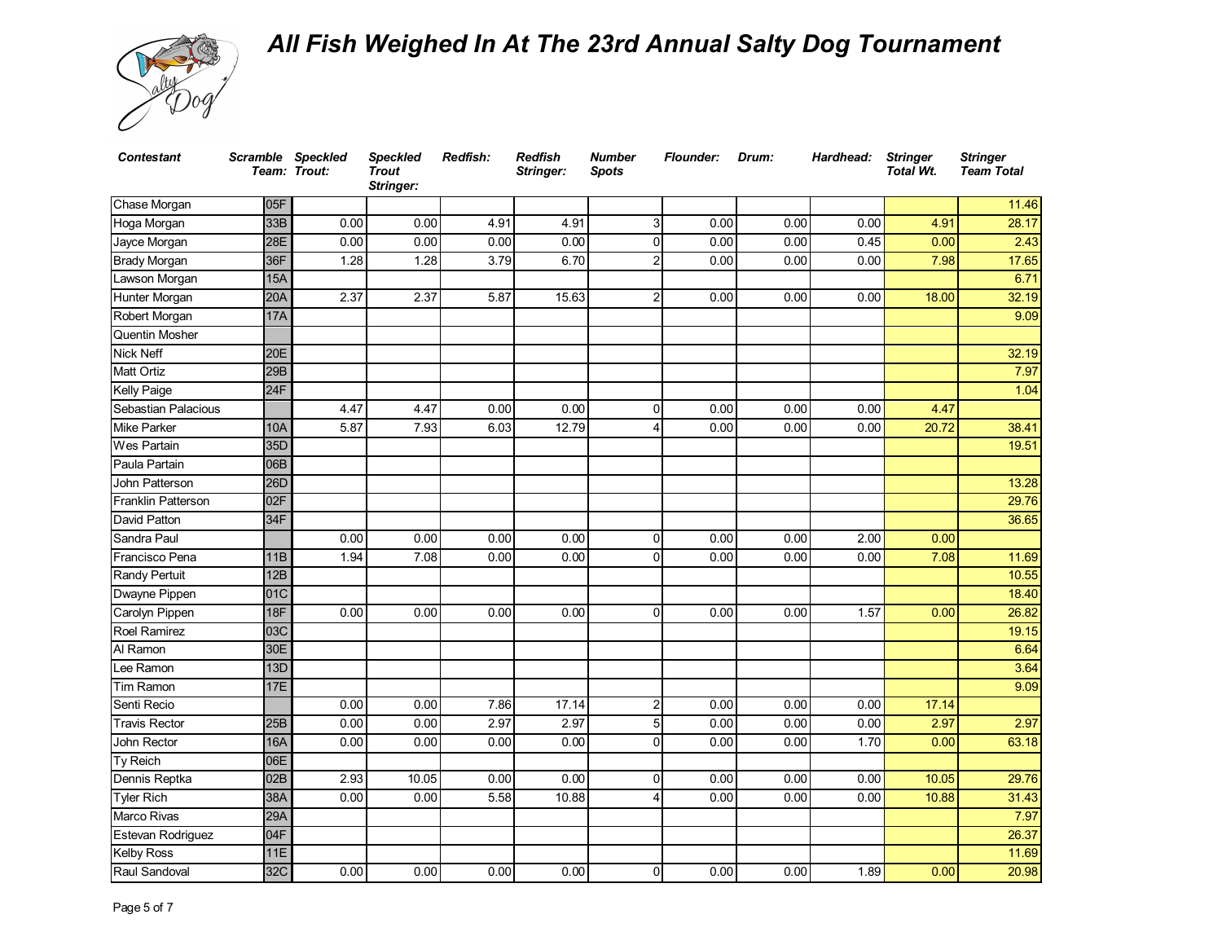# All Fish Weighed In At The 23rd Annual Salty Dog Tournament

| Contestant | Scramble Team: | Speckled Trout: | Speckled Trout Stringer: | Redfish: | Redfish Stringer: | Number Spots | Flounder: | Drum: | Hardhead: | Stringer Total Wt. | Stringer Team Total |
|---|---|---|---|---|---|---|---|---|---|---|---|
| Chase Morgan | 05F | | | | | | | | | | 11.46 |
| Hoga Morgan | 33B | 0.00 | 0.00 | 4.91 | 4.91 | 3 | 0.00 | 0.00 | 0.00 | 4.91 | 28.17 |
| Jayce Morgan | 28E | 0.00 | 0.00 | 0.00 | 0.00 | 0 | 0.00 | 0.00 | 0.45 | 0.00 | 2.43 |
| Brady Morgan | 36F | 1.28 | 1.28 | 3.79 | 6.70 | 2 | 0.00 | 0.00 | 0.00 | 7.98 | 17.65 |
| Lawson Morgan | 15A | | | | | | | | | | 6.71 |
| Hunter Morgan | 20A | 2.37 | 2.37 | 5.87 | 15.63 | 2 | 0.00 | 0.00 | 0.00 | 18.00 | 32.19 |
| Robert Morgan | 17A | | | | | | | | | | 9.09 |
| Quentin Mosher | | | | | | | | | | | |
| Nick Neff | 20E | | | | | | | | | | 32.19 |
| Matt Ortiz | 29B | | | | | | | | | | 7.97 |
| Kelly Paige | 24F | | | | | | | | | | 1.04 |
| Sebastian Palacious | | 4.47 | 4.47 | 0.00 | 0.00 | 0 | 0.00 | 0.00 | 0.00 | 4.47 | |
| Mike Parker | 10A | 5.87 | 7.93 | 6.03 | 12.79 | 4 | 0.00 | 0.00 | 0.00 | 20.72 | 38.41 |
| Wes Partain | 35D | | | | | | | | | | 19.51 |
| Paula Partain | 06B | | | | | | | | | | |
| John Patterson | 26D | | | | | | | | | | 13.28 |
| Franklin Patterson | 02F | | | | | | | | | | 29.76 |
| David Patton | 34F | | | | | | | | | | 36.65 |
| Sandra Paul | | 0.00 | 0.00 | 0.00 | 0.00 | 0 | 0.00 | 0.00 | 2.00 | 0.00 | |
| Francisco Pena | 11B | 1.94 | 7.08 | 0.00 | 0.00 | 0 | 0.00 | 0.00 | 0.00 | 7.08 | 11.69 |
| Randy Pertuit | 12B | | | | | | | | | | 10.55 |
| Dwayne Pippen | 01C | | | | | | | | | | 18.40 |
| Carolyn Pippen | 18F | 0.00 | 0.00 | 0.00 | 0.00 | 0 | 0.00 | 0.00 | 1.57 | 0.00 | 26.82 |
| Roel Ramirez | 03C | | | | | | | | | | 19.15 |
| Al Ramon | 30E | | | | | | | | | | 6.64 |
| Lee Ramon | 13D | | | | | | | | | | 3.64 |
| Tim Ramon | 17E | | | | | | | | | | 9.09 |
| Senti Recio | | 0.00 | 0.00 | 7.86 | 17.14 | 2 | 0.00 | 0.00 | 0.00 | 17.14 | |
| Travis Rector | 25B | 0.00 | 0.00 | 2.97 | 2.97 | 5 | 0.00 | 0.00 | 0.00 | 2.97 | 2.97 |
| John Rector | 16A | 0.00 | 0.00 | 0.00 | 0.00 | 0 | 0.00 | 0.00 | 1.70 | 0.00 | 63.18 |
| Ty Reich | 06E | | | | | | | | | | |
| Dennis Reptka | 02B | 2.93 | 10.05 | 0.00 | 0.00 | 0 | 0.00 | 0.00 | 0.00 | 10.05 | 29.76 |
| Tyler Rich | 38A | 0.00 | 0.00 | 5.58 | 10.88 | 4 | 0.00 | 0.00 | 0.00 | 10.88 | 31.43 |
| Marco Rivas | 29A | | | | | | | | | | 7.97 |
| Estevan Rodriguez | 04F | | | | | | | | | | 26.37 |
| Kelby Ross | 11E | | | | | | | | | | 11.69 |
| Raul Sandoval | 32C | 0.00 | 0.00 | 0.00 | 0.00 | 0 | 0.00 | 0.00 | 1.89 | 0.00 | 20.98 |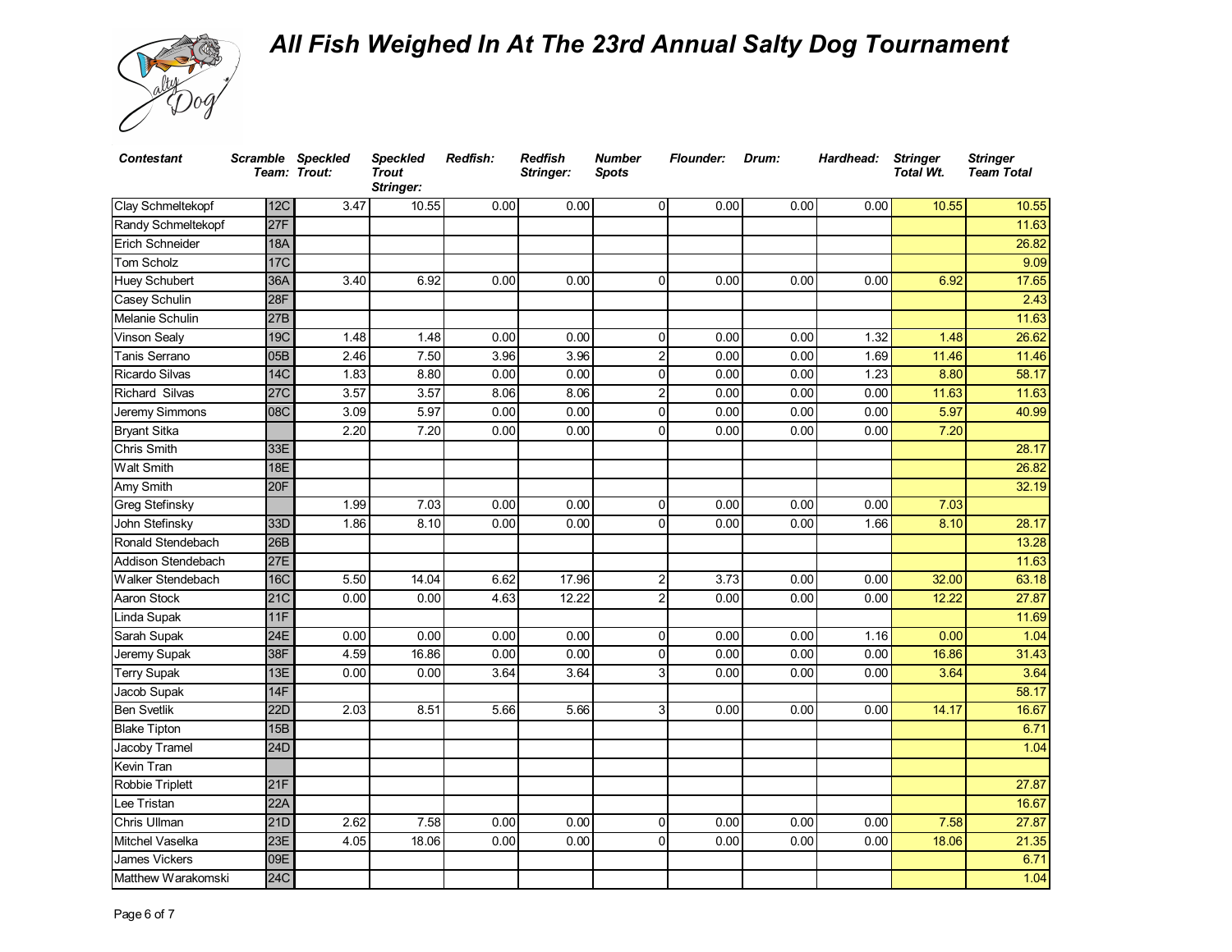# All Fish Weighed In At The 23rd Annual Salty Dog Tournament

| *Contestant* | *Scramble Team:* | *Speckled Trout:* | *Speckled Trout Stringer:* | *Redfish:* | *Redfish Stringer:* | *Number Spots* | *Flounder:* | *Drum:* | *Hardhead:* | *Stringer Total Wt.* | *Stringer Team Total* |
|---|---|---|---|---|---|---|---|---|---|---|---|
| Clay Schmeltekopf | 12C | 3.47 | 10.55 | 0.00 | 0.00 | 0 | 0.00 | 0.00 | 0.00 | 10.55 | 10.55 |
| Randy Schmeltekopf | 27F | | | | | | | | | | 11.63 |
| Erich Schneider | 18A | | | | | | | | | | 26.82 |
| Tom Scholz | 17C | | | | | | | | | | 9.09 |
| Huey Schubert | 36A | 3.40 | 6.92 | 0.00 | 0.00 | 0 | 0.00 | 0.00 | 0.00 | 6.92 | 17.65 |
| Casey Schulin | 28F | | | | | | | | | | 2.43 |
| Melanie Schulin | 27B | | | | | | | | | | 11.63 |
| Vinson Sealy | 19C | 1.48 | 1.48 | 0.00 | 0.00 | 0 | 0.00 | 0.00 | 1.32 | 1.48 | 26.62 |
| Tanis Serrano | 05B | 2.46 | 7.50 | 3.96 | 3.96 | 2 | 0.00 | 0.00 | 1.69 | 11.46 | 11.46 |
| Ricardo Silvas | 14C | 1.83 | 8.80 | 0.00 | 0.00 | 0 | 0.00 | 0.00 | 1.23 | 8.80 | 58.17 |
| Richard Silvas | 27C | 3.57 | 3.57 | 8.06 | 8.06 | 2 | 0.00 | 0.00 | 0.00 | 11.63 | 11.63 |
| Jeremy Simmons | 08C | 3.09 | 5.97 | 0.00 | 0.00 | 0 | 0.00 | 0.00 | 0.00 | 5.97 | 40.99 |
| Bryant Sitka | | 2.20 | 7.20 | 0.00 | 0.00 | 0 | 0.00 | 0.00 | 0.00 | 7.20 | |
| Chris Smith | 33E | | | | | | | | | | 28.17 |
| Walt Smith | 18E | | | | | | | | | | 26.82 |
| Amy Smith | 20F | | | | | | | | | | 32.19 |
| Greg Stefinsky | | 1.99 | 7.03 | 0.00 | 0.00 | 0 | 0.00 | 0.00 | 0.00 | 7.03 | |
| John Stefinsky | 33D | 1.86 | 8.10 | 0.00 | 0.00 | 0 | 0.00 | 0.00 | 1.66 | 8.10 | 28.17 |
| Ronald Stendebach | 26B | | | | | | | | | | 13.28 |
| Addison Stendebach | 27E | | | | | | | | | | 11.63 |
| Walker Stendebach | 16C | 5.50 | 14.04 | 6.62 | 17.96 | 2 | 3.73 | 0.00 | 0.00 | 32.00 | 63.18 |
| Aaron Stock | 21C | 0.00 | 0.00 | 4.63 | 12.22 | 2 | 0.00 | 0.00 | 0.00 | 12.22 | 27.87 |
| Linda Supak | 11F | | | | | | | | | | 11.69 |
| Sarah Supak | 24E | 0.00 | 0.00 | 0.00 | 0.00 | 0 | 0.00 | 0.00 | 1.16 | 0.00 | 1.04 |
| Jeremy Supak | 38F | 4.59 | 16.86 | 0.00 | 0.00 | 0 | 0.00 | 0.00 | 0.00 | 16.86 | 31.43 |
| Terry Supak | 13E | 0.00 | 0.00 | 3.64 | 3.64 | 3 | 0.00 | 0.00 | 0.00 | 3.64 | 3.64 |
| Jacob Supak | 14F | | | | | | | | | | 58.17 |
| Ben Svetlik | 22D | 2.03 | 8.51 | 5.66 | 5.66 | 3 | 0.00 | 0.00 | 0.00 | 14.17 | 16.67 |
| Blake Tipton | 15B | | | | | | | | | | 6.71 |
| Jacoby Tramel | 24D | | | | | | | | | | 1.04 |
| Kevin Tran | | | | | | | | | | | |
| Robbie Triplett | 21F | | | | | | | | | | 27.87 |
| Lee Tristan | 22A | | | | | | | | | | 16.67 |
| Chris Ullman | 21D | 2.62 | 7.58 | 0.00 | 0.00 | 0 | 0.00 | 0.00 | 0.00 | 7.58 | 27.87 |
| Mitchel Vaselka | 23E | 4.05 | 18.06 | 0.00 | 0.00 | 0 | 0.00 | 0.00 | 0.00 | 18.06 | 21.35 |
| James Vickers | 09E | | | | | | | | | | 6.71 |
| Matthew Warakomski | 24C | | | | | | | | | | 1.04 |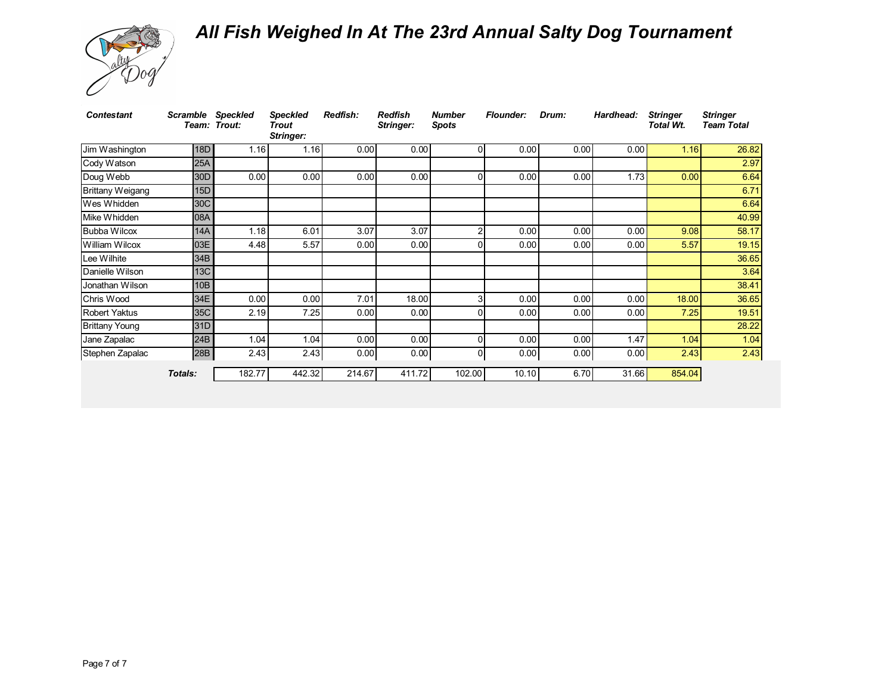# All Fish Weighed In At The 23rd Annual Salty Dog Tournament

| Contestant | Scramble Team: | Speckled Trout: | Speckled Trout Stringer: | Redfish: | Redfish Stringer: | Number Spots | Flounder: | Drum: | Hardhead: | Stringer Total Wt. | Stringer Team Total |
|---|---|---|---|---|---|---|---|---|---|---|---|
| Jim Washington | 18D | 1.16 | 1.16 | 0.00 | 0.00 | 0 | 0.00 | 0.00 | 0.00 | 1.16 | 26.82 |
| Cody Watson | 25A | | | | | | | | | | 2.97 |
| Doug Webb | 30D | 0.00 | 0.00 | 0.00 | 0.00 | 0 | 0.00 | 0.00 | 1.73 | 0.00 | 6.64 |
| Brittany Weigang | 15D | | | | | | | | | | 6.71 |
| Wes Whidden | 30C | | | | | | | | | | 6.64 |
| Mike Whidden | 08A | | | | | | | | | | 40.99 |
| Bubba Wilcox | 14A | 1.18 | 6.01 | 3.07 | 3.07 | 2 | 0.00 | 0.00 | 0.00 | 9.08 | 58.17 |
| William Wilcox | 03E | 4.48 | 5.57 | 0.00 | 0.00 | 0 | 0.00 | 0.00 | 0.00 | 5.57 | 19.15 |
| Lee Wilhite | 34B | | | | | | | | | | 36.65 |
| Danielle Wilson | 13C | | | | | | | | | | 3.64 |
| Jonathan Wilson | 10B | | | | | | | | | | 38.41 |
| Chris Wood | 34E | 0.00 | 0.00 | 7.01 | 18.00 | 3 | 0.00 | 0.00 | 0.00 | 18.00 | 36.65 |
| Robert Yaktus | 35C | 2.19 | 7.25 | 0.00 | 0.00 | 0 | 0.00 | 0.00 | 0.00 | 7.25 | 19.51 |
| Brittany Young | 31D | | | | | | | | | | 28.22 |
| Jane Zapalac | 24B | 1.04 | 1.04 | 0.00 | 0.00 | 0 | 0.00 | 0.00 | 1.47 | 1.04 | 1.04 |
| Stephen Zapalac | 28B | 2.43 | 2.43 | 0.00 | 0.00 | 0 | 0.00 | 0.00 | 0.00 | 2.43 | 2.43 |
| | **Totals:** | 182.77 | 442.32 | 214.67 | 411.72 | 102.00 | 10.10 | 6.70 | 31.66 | 854.04 | |